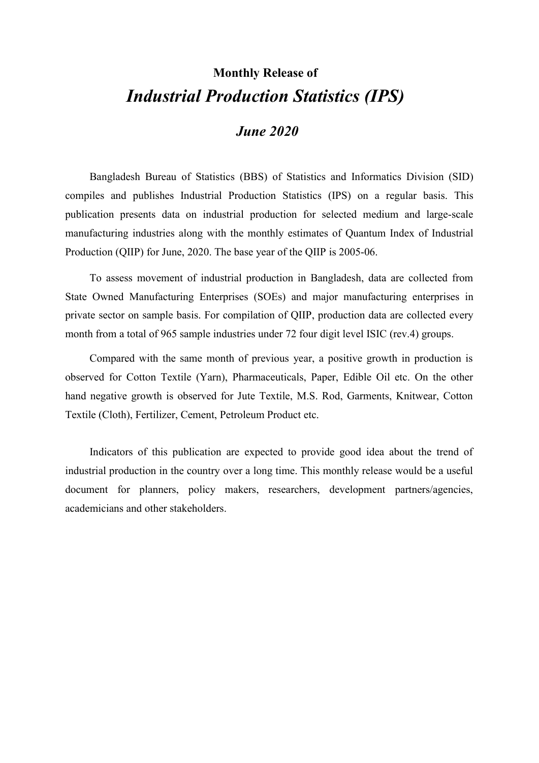**Monthly Release of**

# *Industrial Production Statistics (IPS)*

## *June 2020*

Bangladesh Bureau of Statistics (BBS) of Statistics and Informatics Division (SID) compiles and publishes Industrial Production Statistics (IPS) on a regular basis. This publication presents data on industrial production for selected medium and large-scale manufacturing industries along with the monthly estimates of Quantum Index of Industrial Production (QIIP) for June, 2020. The base year of the QIIP is 2005-06.

To assess movement of industrial production in Bangladesh, data are collected from State Owned Manufacturing Enterprises (SOEs) and major manufacturing enterprises in private sector on sample basis. For compilation of QIIP, production data are collected every month from a total of 965 sample industries under 72 four digit level ISIC (rev.4) groups.

Compared with the same month of previous year, a positive growth in production is observed for Cotton Textile (Yarn), Pharmaceuticals, Paper, Edible Oil etc. On the other hand negative growth is observed for Jute Textile, M.S. Rod, Garments, Knitwear, Cotton Textile (Cloth), Fertilizer, Cement, Petroleum Product etc.

Indicators of this publication are expected to provide good idea about the trend of industrial production in the country over a long time. This monthly release would be a useful document for planners, policy makers, researchers, development partners/agencies, academicians and other stakeholders.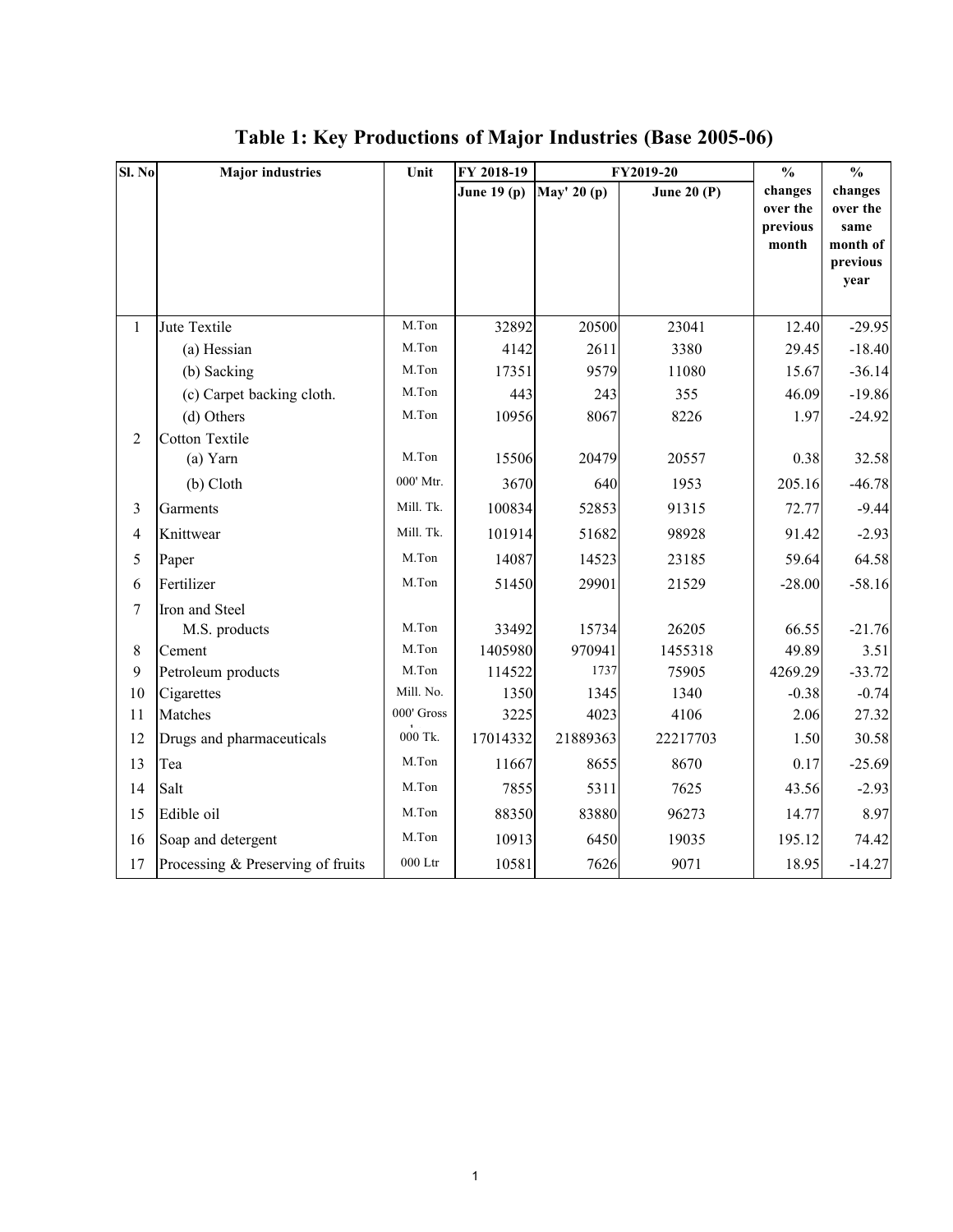# Table 1: Key Productions of Major Industries (Base 2005-06)

| Sl. No | Major industries | Unit | FY 2018-19 | FY2019-20 | | % changes over the previous month | % changes over the same month of previous year |
|---|---|---|---|---|---|---|---|
| | | | June 19 (p) | May' 20 (p) | June 20 (P) | | |
| 1 | Jute Textile | M.Ton | 32892 | 20500 | 23041 | 12.40 | -29.95 |
| | (a) Hessian | M.Ton | 4142 | 2611 | 3380 | 29.45 | -18.40 |
| | (b) Sacking | M.Ton | 17351 | 9579 | 11080 | 15.67 | -36.14 |
| | (c) Carpet backing cloth. | M.Ton | 443 | 243 | 355 | 46.09 | -19.86 |
| | (d) Others | M.Ton | 10956 | 8067 | 8226 | 1.97 | -24.92 |
| 2 | Cotton Textile | | | | | | |
| | (a) Yarn | M.Ton | 15506 | 20479 | 20557 | 0.38 | 32.58 |
| | (b) Cloth | 000' Mtr. | 3670 | 640 | 1953 | 205.16 | -46.78 |
| 3 | Garments | Mill. Tk. | 100834 | 52853 | 91315 | 72.77 | -9.44 |
| 4 | Knittwear | Mill. Tk. | 101914 | 51682 | 98928 | 91.42 | -2.93 |
| 5 | Paper | M.Ton | 14087 | 14523 | 23185 | 59.64 | 64.58 |
| 6 | Fertilizer | M.Ton | 51450 | 29901 | 21529 | -28.00 | -58.16 |
| 7 | Iron and Steel | | | | | | |
| | M.S. products | M.Ton | 33492 | 15734 | 26205 | 66.55 | -21.76 |
| 8 | Cement | M.Ton | 1405980 | 970941 | 1455318 | 49.89 | 3.51 |
| 9 | Petroleum products | M.Ton | 114522 | 1737 | 75905 | 4269.29 | -33.72 |
| 10 | Cigarettes | Mill. No. | 1350 | 1345 | 1340 | -0.38 | -0.74 |
| 11 | Matches | 000' Gross | 3225 | 4023 | 4106 | 2.06 | 27.32 |
| 12 | Drugs and pharmaceuticals | 000 Tk. | 17014332 | 21889363 | 22217703 | 1.50 | 30.58 |
| 13 | Tea | M.Ton | 11667 | 8655 | 8670 | 0.17 | -25.69 |
| 14 | Salt | M.Ton | 7855 | 5311 | 7625 | 43.56 | -2.93 |
| 15 | Edible oil | M.Ton | 88350 | 83880 | 96273 | 14.77 | 8.97 |
| 16 | Soap and detergent | M.Ton | 10913 | 6450 | 19035 | 195.12 | 74.42 |
| 17 | Processing & Preserving of fruits | 000 Ltr | 10581 | 7626 | 9071 | 18.95 | -14.27 |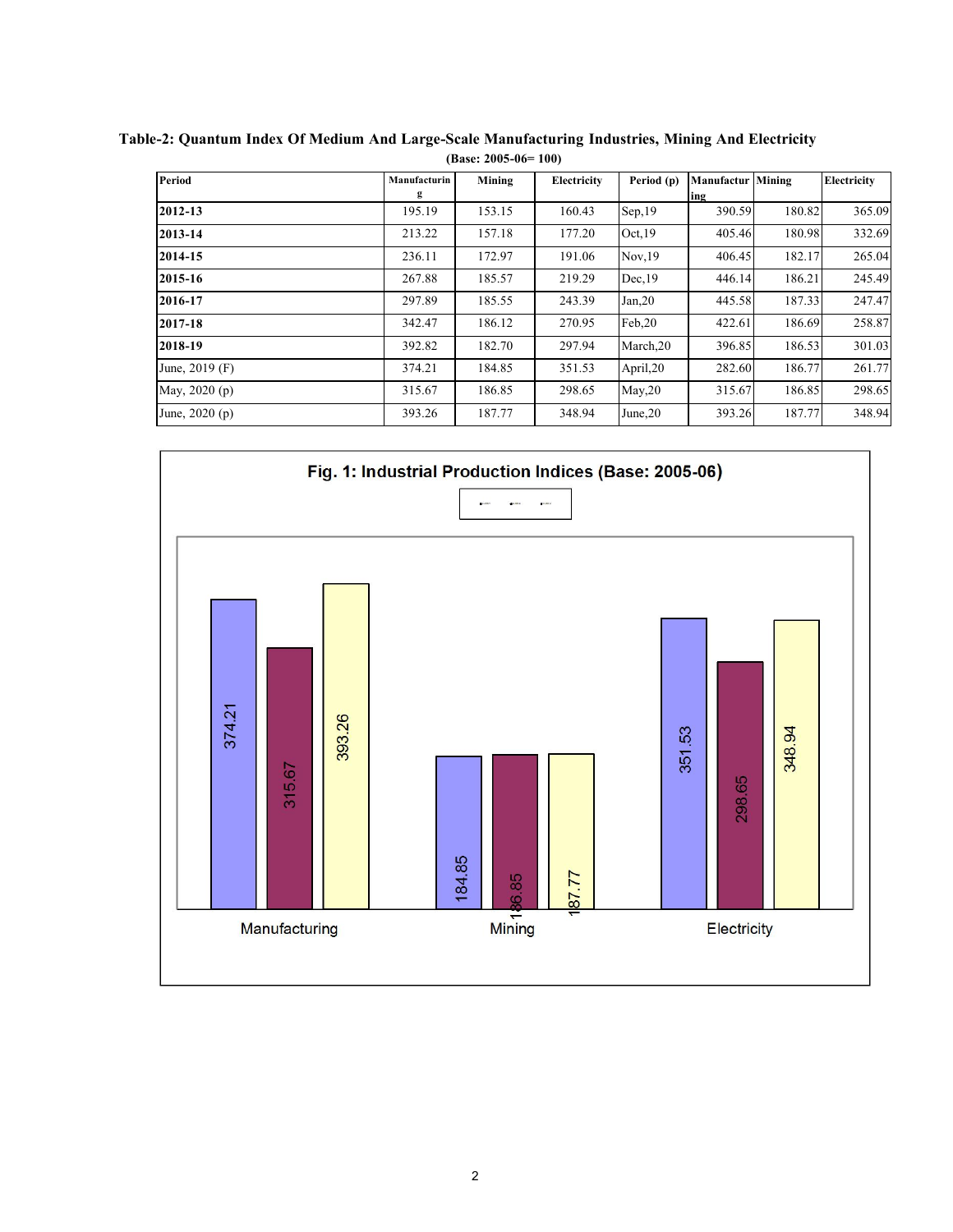**Table-2: Quantum Index Of Medium And Large-Scale Manufacturing Industries, Mining And Electricity**

**(Base: 2005-06= 100)**

| Period | Manufacturing | Mining | Electricity | Period (p) | Manufacturing | Mining | Electricity |
|---|---|---|---|---|---|---|---|
| **2012-13** | 195.19 | 153.15 | 160.43 | Sep,19 | 390.59 | 180.82 | 365.09 |
| **2013-14** | 213.22 | 157.18 | 177.20 | Oct,19 | 405.46 | 180.98 | 332.69 |
| **2014-15** | 236.11 | 172.97 | 191.06 | Nov,19 | 406.45 | 182.17 | 265.04 |
| **2015-16** | 267.88 | 185.57 | 219.29 | Dec,19 | 446.14 | 186.21 | 245.49 |
| **2016-17** | 297.89 | 185.55 | 243.39 | Jan,20 | 445.58 | 187.33 | 247.47 |
| **2017-18** | 342.47 | 186.12 | 270.95 | Feb,20 | 422.61 | 186.69 | 258.87 |
| **2018-19** | 392.82 | 182.70 | 297.94 | March,20 | 396.85 | 186.53 | 301.03 |
| June, 2019 (F) | 374.21 | 184.85 | 351.53 | April,20 | 282.60 | 186.77 | 261.77 |
| May, 2020 (p) | 315.67 | 186.85 | 298.65 | May,20 | 315.67 | 186.85 | 298.65 |
| June, 2020 (p) | 393.26 | 187.77 | 348.94 | June,20 | 393.26 | 187.77 | 348.94 |

**Fig. 1: Industrial Production Indices (Base: 2005-06)**

| | Manufacturing | Mining | Electricity |
|---|---|---|---|
| June, 2019 (F) | 374.21 | 184.85 | 351.53 |
| May, 2020 (p) | 315.67 | 186.85 | 298.65 |
| June, 2020 (p) | 393.26 | 187.77 | 348.94 |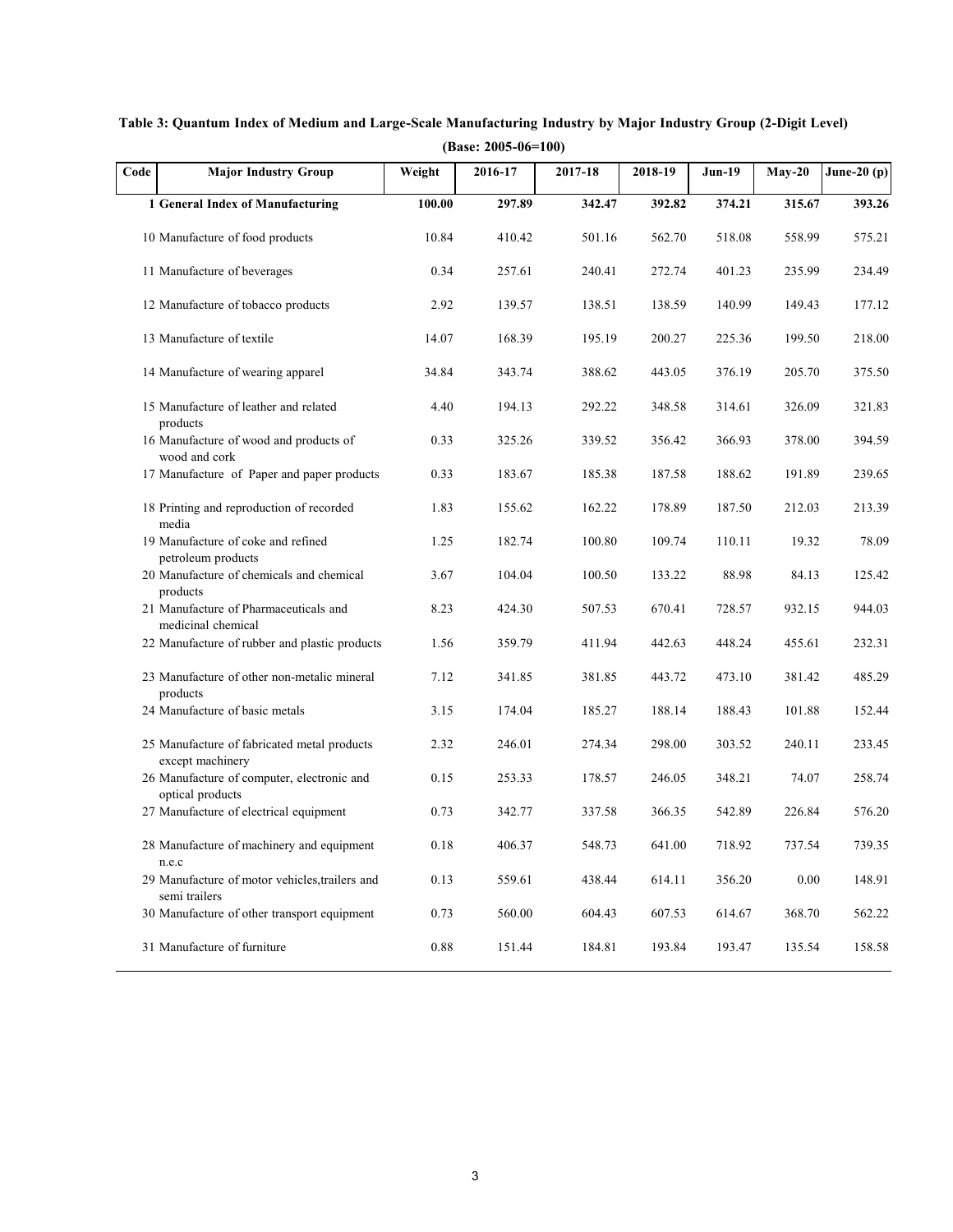**Table 3: Quantum Index of Medium and Large-Scale Manufacturing Industry by Major Industry Group (2-Digit Level)**

**(Base: 2005-06=100)**

| Code | Major Industry Group | Weight | 2016-17 | 2017-18 | 2018-19 | Jun-19 | May-20 | June-20 (p) |
|---|---|---|---|---|---|---|---|---|
| **1** | **General Index of Manufacturing** | **100.00** | **297.89** | **342.47** | **392.82** | **374.21** | **315.67** | **393.26** |
| 10 | Manufacture of food products | 10.84 | 410.42 | 501.16 | 562.70 | 518.08 | 558.99 | 575.21 |
| 11 | Manufacture of beverages | 0.34 | 257.61 | 240.41 | 272.74 | 401.23 | 235.99 | 234.49 |
| 12 | Manufacture of tobacco products | 2.92 | 139.57 | 138.51 | 138.59 | 140.99 | 149.43 | 177.12 |
| 13 | Manufacture of textile | 14.07 | 168.39 | 195.19 | 200.27 | 225.36 | 199.50 | 218.00 |
| 14 | Manufacture of wearing apparel | 34.84 | 343.74 | 388.62 | 443.05 | 376.19 | 205.70 | 375.50 |
| 15 | Manufacture of leather and related products | 4.40 | 194.13 | 292.22 | 348.58 | 314.61 | 326.09 | 321.83 |
| 16 | Manufacture of wood and products of wood and cork | 0.33 | 325.26 | 339.52 | 356.42 | 366.93 | 378.00 | 394.59 |
| 17 | Manufacture of Paper and paper products | 0.33 | 183.67 | 185.38 | 187.58 | 188.62 | 191.89 | 239.65 |
| 18 | Printing and reproduction of recorded media | 1.83 | 155.62 | 162.22 | 178.89 | 187.50 | 212.03 | 213.39 |
| 19 | Manufacture of coke and refined petroleum products | 1.25 | 182.74 | 100.80 | 109.74 | 110.11 | 19.32 | 78.09 |
| 20 | Manufacture of chemicals and chemical products | 3.67 | 104.04 | 100.50 | 133.22 | 88.98 | 84.13 | 125.42 |
| 21 | Manufacture of Pharmaceuticals and medicinal chemical | 8.23 | 424.30 | 507.53 | 670.41 | 728.57 | 932.15 | 944.03 |
| 22 | Manufacture of rubber and plastic products | 1.56 | 359.79 | 411.94 | 442.63 | 448.24 | 455.61 | 232.31 |
| 23 | Manufacture of other non-metalic mineral products | 7.12 | 341.85 | 381.85 | 443.72 | 473.10 | 381.42 | 485.29 |
| 24 | Manufacture of basic metals | 3.15 | 174.04 | 185.27 | 188.14 | 188.43 | 101.88 | 152.44 |
| 25 | Manufacture of fabricated metal products except machinery | 2.32 | 246.01 | 274.34 | 298.00 | 303.52 | 240.11 | 233.45 |
| 26 | Manufacture of computer, electronic and optical products | 0.15 | 253.33 | 178.57 | 246.05 | 348.21 | 74.07 | 258.74 |
| 27 | Manufacture of electrical equipment | 0.73 | 342.77 | 337.58 | 366.35 | 542.89 | 226.84 | 576.20 |
| 28 | Manufacture of machinery and equipment n.e.c | 0.18 | 406.37 | 548.73 | 641.00 | 718.92 | 737.54 | 739.35 |
| 29 | Manufacture of motor vehicles,trailers and semi trailers | 0.13 | 559.61 | 438.44 | 614.11 | 356.20 | 0.00 | 148.91 |
| 30 | Manufacture of other transport equipment | 0.73 | 560.00 | 604.43 | 607.53 | 614.67 | 368.70 | 562.22 |
| 31 | Manufacture of furniture | 0.88 | 151.44 | 184.81 | 193.84 | 193.47 | 135.54 | 158.58 |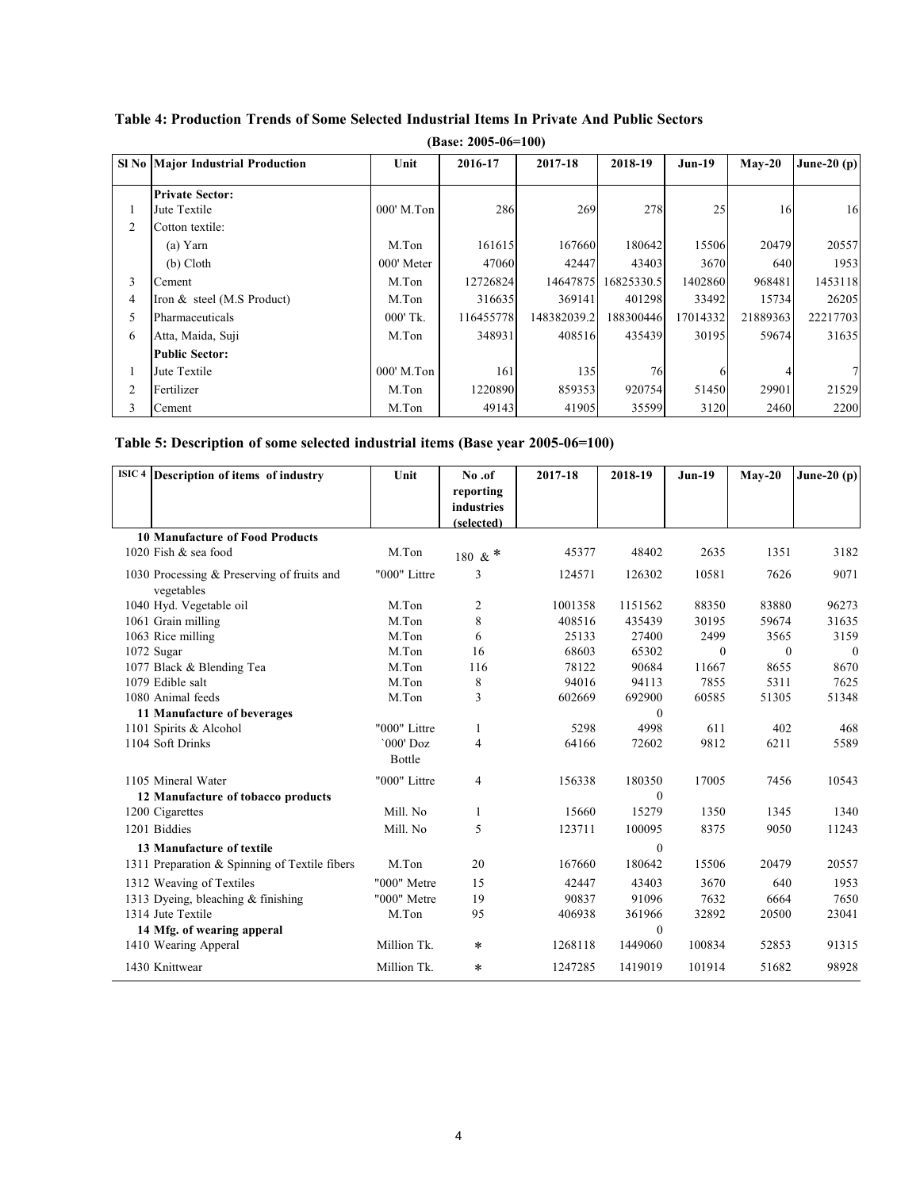**Table 4: Production Trends of Some Selected Industrial Items In Private And Public Sectors**

**(Base: 2005-06=100)**

| Sl No | Major Industrial Production | Unit | 2016-17 | 2017-18 | 2018-19 | Jun-19 | May-20 | June-20 (p) |
|---|---|---|---|---|---|---|---|---|
| | **Private Sector:** | | | | | | | |
| 1 | Jute Textile | 000' M.Ton | 286 | 269 | 278 | 25 | 16 | 16 |
| 2 | Cotton textile: | | | | | | | |
| | (a) Yarn | M.Ton | 161615 | 167660 | 180642 | 15506 | 20479 | 20557 |
| | (b) Cloth | 000' Meter | 47060 | 42447 | 43403 | 3670 | 640 | 1953 |
| 3 | Cement | M.Ton | 12726824 | 14647875 | 16825330.5 | 1402860 | 968481 | 1453118 |
| 4 | Iron & steel (M.S Product) | M.Ton | 316635 | 369141 | 401298 | 33492 | 15734 | 26205 |
| 5 | Pharmaceuticals | 000' Tk. | 116455778 | 148382039.2 | 188300446 | 17014332 | 21889363 | 22217703 |
| 6 | Atta, Maida, Suji | M.Ton | 348931 | 408516 | 435439 | 30195 | 59674 | 31635 |
| | **Public Sector:** | | | | | | | |
| 1 | Jute Textile | 000' M.Ton | 161 | 135 | 76 | 6 | 4 | 7 |
| 2 | Fertilizer | M.Ton | 1220890 | 859353 | 920754 | 51450 | 29901 | 21529 |
| 3 | Cement | M.Ton | 49143 | 41905 | 35599 | 3120 | 2460 | 2200 |

**Table 5: Description of some selected industrial items (Base year 2005-06=100)**

| ISIC 4 | Description of items of industry | Unit | No .of reporting industries (selected) | 2017-18 | 2018-19 | Jun-19 | May-20 | June-20 (p) |
|---|---|---|---|---|---|---|---|---|
| **10** | **Manufacture of Food Products** | | | | | | | |
| 1020 | Fish & sea food | M.Ton | 180 & * | 45377 | 48402 | 2635 | 1351 | 3182 |
| 1030 | Processing & Preserving of fruits and vegetables | "000" Littre | 3 | 124571 | 126302 | 10581 | 7626 | 9071 |
| 1040 | Hyd. Vegetable oil | M.Ton | 2 | 1001358 | 1151562 | 88350 | 83880 | 96273 |
| 1061 | Grain milling | M.Ton | 8 | 408516 | 435439 | 30195 | 59674 | 31635 |
| 1063 | Rice milling | M.Ton | 6 | 25133 | 27400 | 2499 | 3565 | 3159 |
| 1072 | Sugar | M.Ton | 16 | 68603 | 65302 | 0 | 0 | 0 |
| 1077 | Black & Blending Tea | M.Ton | 116 | 78122 | 90684 | 11667 | 8655 | 8670 |
| 1079 | Edible salt | M.Ton | 8 | 94016 | 94113 | 7855 | 5311 | 7625 |
| 1080 | Animal feeds | M.Ton | 3 | 602669 | 692900 | 60585 | 51305 | 51348 |
| **11** | **Manufacture of beverages** | | | | 0 | | | |
| 1101 | Spirits & Alcohol | "000" Littre | 1 | 5298 | 4998 | 611 | 402 | 468 |
| 1104 | Soft Drinks | `000' Doz Bottle | 4 | 64166 | 72602 | 9812 | 6211 | 5589 |
| 1105 | Mineral Water | "000" Littre | 4 | 156338 | 180350 | 17005 | 7456 | 10543 |
| **12** | **Manufacture of tobacco products** | | | | 0 | | | |
| 1200 | Cigarettes | Mill. No | 1 | 15660 | 15279 | 1350 | 1345 | 1340 |
| 1201 | Biddies | Mill. No | 5 | 123711 | 100095 | 8375 | 9050 | 11243 |
| **13** | **Manufacture of textile** | | | | 0 | | | |
| 1311 | Preparation & Spinning of Textile fibers | M.Ton | 20 | 167660 | 180642 | 15506 | 20479 | 20557 |
| 1312 | Weaving of Textiles | "000" Metre | 15 | 42447 | 43403 | 3670 | 640 | 1953 |
| 1313 | Dyeing, bleaching & finishing | "000" Metre | 19 | 90837 | 91096 | 7632 | 6664 | 7650 |
| 1314 | Jute Textile | M.Ton | 95 | 406938 | 361966 | 32892 | 20500 | 23041 |
| **14** | **Mfg. of wearing apperal** | | | | 0 | | | |
| 1410 | Wearing Apperal | Million Tk. | * | 1268118 | 1449060 | 100834 | 52853 | 91315 |
| 1430 | Knittwear | Million Tk. | * | 1247285 | 1419019 | 101914 | 51682 | 98928 |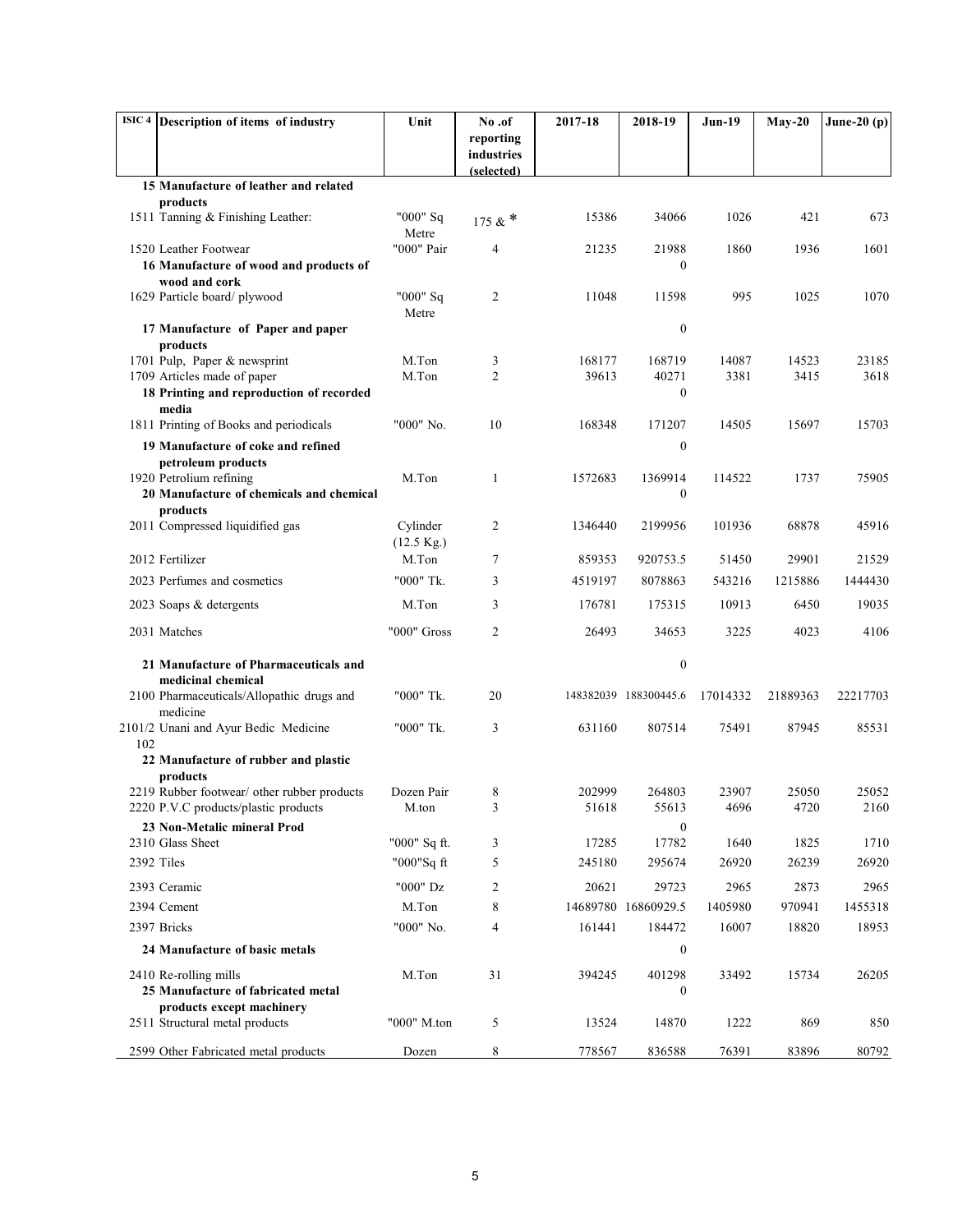| ISIC 4 | Description of items of industry | Unit | No .of reporting industries (selected) | 2017-18 | 2018-19 | Jun-19 | May-20 | June-20 (p) |
|---|---|---|---|---|---|---|---|---|
| 15 | **Manufacture of leather and related products** | | | | | | | |
| 1511 | Tanning & Finishing Leather: | "000" Sq Metre | 175 & * | 15386 | 34066 | 1026 | 421 | 673 |
| 1520 | Leather Footwear | "000" Pair | 4 | 21235 | 21988 | 1860 | 1936 | 1601 |
| 16 | **Manufacture of wood and products of wood and cork** | | | | 0 | | | |
| 1629 | Particle board/ plywood | "000" Sq Metre | 2 | 11048 | 11598 | 995 | 1025 | 1070 |
| 17 | **Manufacture of Paper and paper products** | | | | 0 | | | |
| 1701 | Pulp, Paper & newsprint | M.Ton | 3 | 168177 | 168719 | 14087 | 14523 | 23185 |
| 1709 | Articles made of paper | M.Ton | 2 | 39613 | 40271 | 3381 | 3415 | 3618 |
| 18 | **Printing and reproduction of recorded media** | | | | 0 | | | |
| 1811 | Printing of Books and periodicals | "000" No. | 10 | 168348 | 171207 | 14505 | 15697 | 15703 |
| 19 | **Manufacture of coke and refined petroleum products** | | | | 0 | | | |
| 1920 | Petrolium refining | M.Ton | 1 | 1572683 | 1369914 | 114522 | 1737 | 75905 |
| 20 | **Manufacture of chemicals and chemical products** | | | | 0 | | | |
| 2011 | Compressed liquidified gas | Cylinder (12.5 Kg.) | 2 | 1346440 | 2199956 | 101936 | 68878 | 45916 |
| 2012 | Fertilizer | M.Ton | 7 | 859353 | 920753.5 | 51450 | 29901 | 21529 |
| 2023 | Perfumes and cosmetics | "000" Tk. | 3 | 4519197 | 8078863 | 543216 | 1215886 | 1444430 |
| 2023 | Soaps & detergents | M.Ton | 3 | 176781 | 175315 | 10913 | 6450 | 19035 |
| 2031 | Matches | "000" Gross | 2 | 26493 | 34653 | 3225 | 4023 | 4106 |
| 21 | **Manufacture of Pharmaceuticals and medicinal chemical** | | | | 0 | | | |
| 2100 | Pharmaceuticals/Allopathic drugs and medicine | "000" Tk. | 20 | 148382039 | 188300445.6 | 17014332 | 21889363 | 22217703 |
| 2101/2102 | Unani and Ayur Bedic Medicine | "000" Tk. | 3 | 631160 | 807514 | 75491 | 87945 | 85531 |
| 22 | **Manufacture of rubber and plastic products** | | | | | | | |
| 2219 | Rubber footwear/ other rubber products | Dozen Pair | 8 | 202999 | 264803 | 23907 | 25050 | 25052 |
| 2220 | P.V.C products/plastic products | M.ton | 3 | 51618 | 55613 | 4696 | 4720 | 2160 |
| 23 | **Non-Metalic mineral Prod** | | | | 0 | | | |
| 2310 | Glass Sheet | "000" Sq ft. | 3 | 17285 | 17782 | 1640 | 1825 | 1710 |
| 2392 | Tiles | "000"Sq ft | 5 | 245180 | 295674 | 26920 | 26239 | 26920 |
| 2393 | Ceramic | "000" Dz | 2 | 20621 | 29723 | 2965 | 2873 | 2965 |
| 2394 | Cement | M.Ton | 8 | 14689780 | 16860929.5 | 1405980 | 970941 | 1455318 |
| 2397 | Bricks | "000" No. | 4 | 161441 | 184472 | 16007 | 18820 | 18953 |
| 24 | **Manufacture of basic metals** | | | | 0 | | | |
| 2410 | Re-rolling mills | M.Ton | 31 | 394245 | 401298 | 33492 | 15734 | 26205 |
| 25 | **Manufacture of fabricated metal products except machinery** | | | | 0 | | | |
| 2511 | Structural metal products | "000" M.ton | 5 | 13524 | 14870 | 1222 | 869 | 850 |
| 2599 | Other Fabricated metal products | Dozen | 8 | 778567 | 836588 | 76391 | 83896 | 80792 |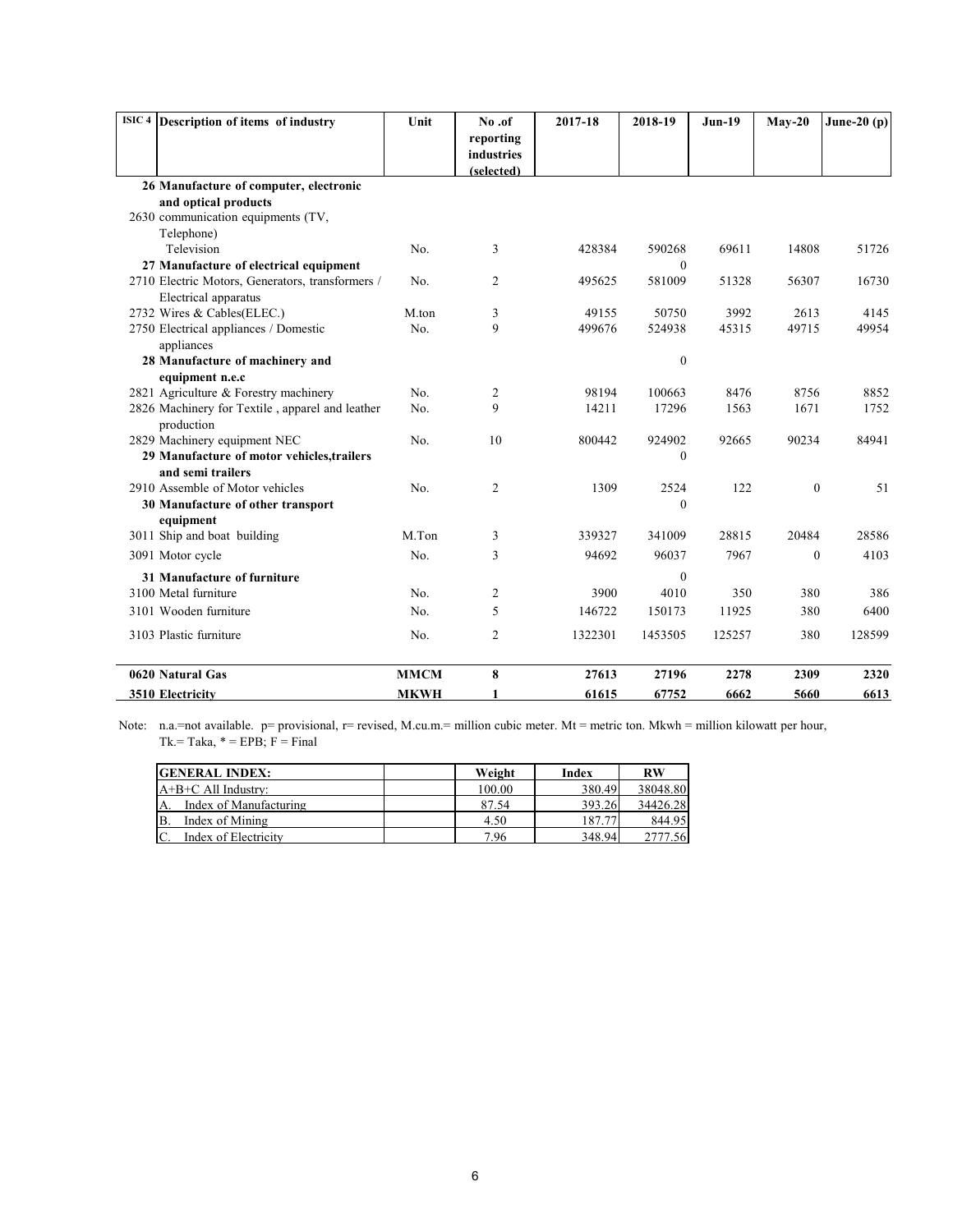| ISIC 4 | Description of items of industry | Unit | No .of reporting industries (selected) | 2017-18 | 2018-19 | Jun-19 | May-20 | June-20 (p) |
|---|---|---|---|---|---|---|---|---|
| **26** | **Manufacture of computer, electronic and optical products** | | | | | | | |
| 2630 | communication equipments (TV, Telephone) | | | | | | | |
| | Television | No. | 3 | 428384 | 590268 | 69611 | 14808 | 51726 |
| **27** | **Manufacture of electrical equipment** | | | | 0 | | | |
| 2710 | Electric Motors, Generators, transformers / Electrical apparatus | No. | 2 | 495625 | 581009 | 51328 | 56307 | 16730 |
| 2732 | Wires & Cables(ELEC.) | M.ton | 3 | 49155 | 50750 | 3992 | 2613 | 4145 |
| 2750 | Electrical appliances / Domestic appliances | No. | 9 | 499676 | 524938 | 45315 | 49715 | 49954 |
| **28** | **Manufacture of machinery and equipment n.e.c** | | | | 0 | | | |
| 2821 | Agriculture & Forestry machinery | No. | 2 | 98194 | 100663 | 8476 | 8756 | 8852 |
| 2826 | Machinery for Textile , apparel and leather production | No. | 9 | 14211 | 17296 | 1563 | 1671 | 1752 |
| 2829 | Machinery equipment NEC | No. | 10 | 800442 | 924902 | 92665 | 90234 | 84941 |
| **29** | **Manufacture of motor vehicles,trailers and semi trailers** | | | | 0 | | | |
| 2910 | Assemble of Motor vehicles | No. | 2 | 1309 | 2524 | 122 | 0 | 51 |
| **30** | **Manufacture of other transport equipment** | | | | 0 | | | |
| 3011 | Ship and boat building | M.Ton | 3 | 339327 | 341009 | 28815 | 20484 | 28586 |
| 3091 | Motor cycle | No. | 3 | 94692 | 96037 | 7967 | 0 | 4103 |
| **31** | **Manufacture of furniture** | | | | 0 | | | |
| 3100 | Metal furniture | No. | 2 | 3900 | 4010 | 350 | 380 | 386 |
| 3101 | Wooden furniture | No. | 5 | 146722 | 150173 | 11925 | 380 | 6400 |
| 3103 | Plastic furniture | No. | 2 | 1322301 | 1453505 | 125257 | 380 | 128599 |
| **0620** | **Natural Gas** | **MMCM** | **8** | **27613** | **27196** | **2278** | **2309** | **2320** |
| **3510** | **Electricity** | **MKWH** | **1** | **61615** | **67752** | **6662** | **5660** | **6613** |

Note: n.a.=not available. p= provisional, r= revised, M.cu.m.= million cubic meter. Mt = metric ton. Mkwh = million kilowatt per hour, Tk.= Taka, * = EPB; F = Final

| GENERAL INDEX: | | Weight | Index | RW |
|---|---|---|---|---|
| A+B+C All Industry: | | 100.00 | 380.49 | 38048.80 |
| A. Index of Manufacturing | | 87.54 | 393.26 | 34426.28 |
| B. Index of Mining | | 4.50 | 187.77 | 844.95 |
| C. Index of Electricity | | 7.96 | 348.94 | 2777.56 |